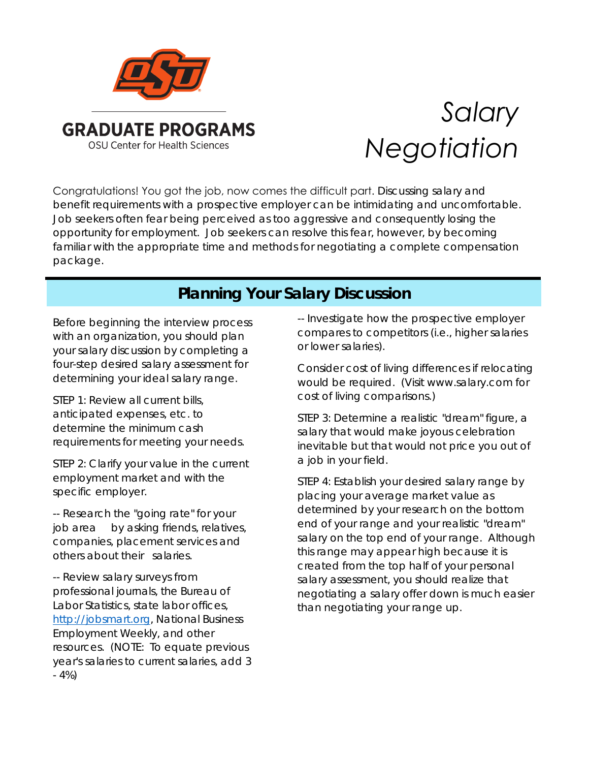GRADUATE PROGRAMS
OSU Center for Health Sciences

# *Salary Negotiation*

Congratulations! You got the job, now comes the difficult part. Discussing salary and benefit requirements with a prospective employer can be intimidating and uncomfortable. Job seekers often fear being perceived as too aggressive and consequently losing the opportunity for employment. Job seekers can resolve this fear, however, by becoming familiar with the appropriate time and methods for negotiating a complete compensation package.

## Planning Your Salary Discussion

Before beginning the interview process with an organization, you should plan your salary discussion by completing a four-step desired salary assessment for determining your ideal salary range.

STEP 1: Review all current bills, anticipated expenses, etc. to determine the minimum cash requirements for meeting your needs.

STEP 2: Clarify your value in the current employment market and with the specific employer.

-- Research the "going rate" for your job area by asking friends, relatives, companies, placement services and others about their salaries.

-- Review salary surveys from professional journals, the Bureau of Labor Statistics, state labor offices, http://jobsmart.org, National Business Employment Weekly, and other resources. (NOTE: To equate previous year's salaries to current salaries, add 3 - 4%)

-- Investigate how the prospective employer compares to competitors (i.e., higher salaries or lower salaries).

Consider cost of living differences if relocating would be required. (Visit www.salary.com for cost of living comparisons.)

STEP 3: Determine a realistic "dream" figure, a salary that would make joyous celebration inevitable but that would not price you out of a job in your field.

STEP 4: Establish your desired salary range by placing your average market value as determined by your research on the bottom end of your range and your realistic "dream" salary on the top end of your range. Although this range may appear high because it is created from the top half of your personal salary assessment, you should realize that negotiating a salary offer down is much easier than negotiating your range up.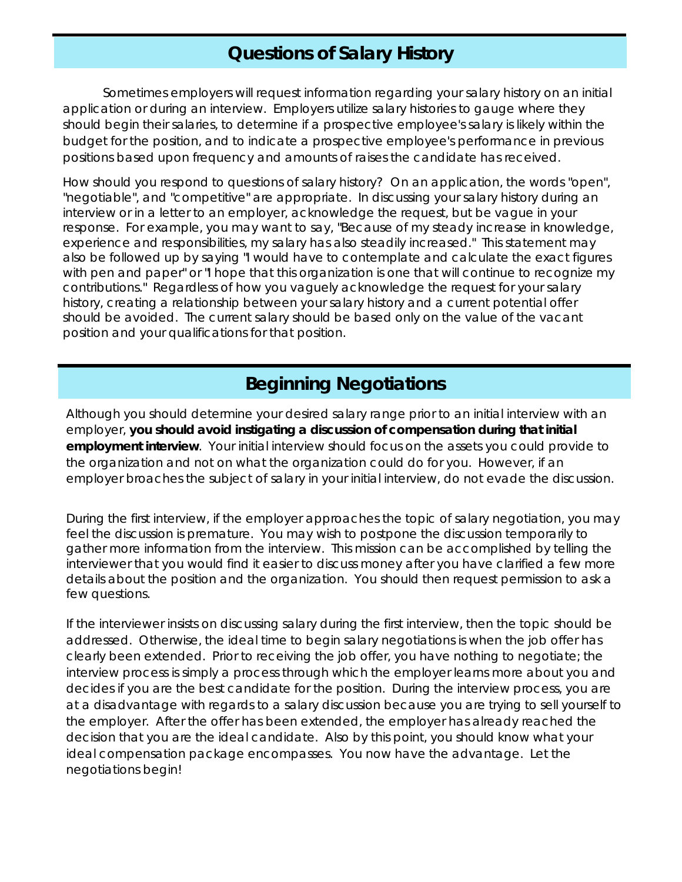## Questions of Salary History

Sometimes employers will request information regarding your salary history on an initial application or during an interview. Employers utilize salary histories to gauge where they should begin their salaries, to determine if a prospective employee's salary is likely within the budget for the position, and to indicate a prospective employee's performance in previous positions based upon frequency and amounts of raises the candidate has received.

How should you respond to questions of salary history? On an application, the words "open", "negotiable", and "competitive" are appropriate. In discussing your salary history during an interview or in a letter to an employer, acknowledge the request, but be vague in your response. For example, you may want to say, "Because of my steady increase in knowledge, experience and responsibilities, my salary has also steadily increased." This statement may also be followed up by saying "I would have to contemplate and calculate the exact figures with pen and paper" or "I hope that this organization is one that will continue to recognize my contributions." Regardless of how you vaguely acknowledge the request for your salary history, creating a relationship between your salary history and a current potential offer should be avoided. The current salary should be based only on the value of the vacant position and your qualifications for that position.

## Beginning Negotiations

Although you should determine your desired salary range prior to an initial interview with an employer, **you should avoid instigating a discussion of compensation during that initial employment interview**. Your initial interview should focus on the assets you could provide to the organization and not on what the organization could do for you. However, if an employer broaches the subject of salary in your initial interview, do not evade the discussion.

During the first interview, if the employer approaches the topic of salary negotiation, you may feel the discussion is premature. You may wish to postpone the discussion temporarily to gather more information from the interview. This mission can be accomplished by telling the interviewer that you would find it easier to discuss money after you have clarified a few more details about the position and the organization. You should then request permission to ask a few questions.

If the interviewer insists on discussing salary during the first interview, then the topic should be addressed. Otherwise, the ideal time to begin salary negotiations is when the job offer has clearly been extended. Prior to receiving the job offer, you have nothing to negotiate; the interview process is simply a process through which the employer learns more about you and decides if you are the best candidate for the position. During the interview process, you are at a disadvantage with regards to a salary discussion because you are trying to sell yourself to the employer. After the offer has been extended, the employer has already reached the decision that you are the ideal candidate. Also by this point, you should know what your ideal compensation package encompasses. You now have the advantage. Let the negotiations begin!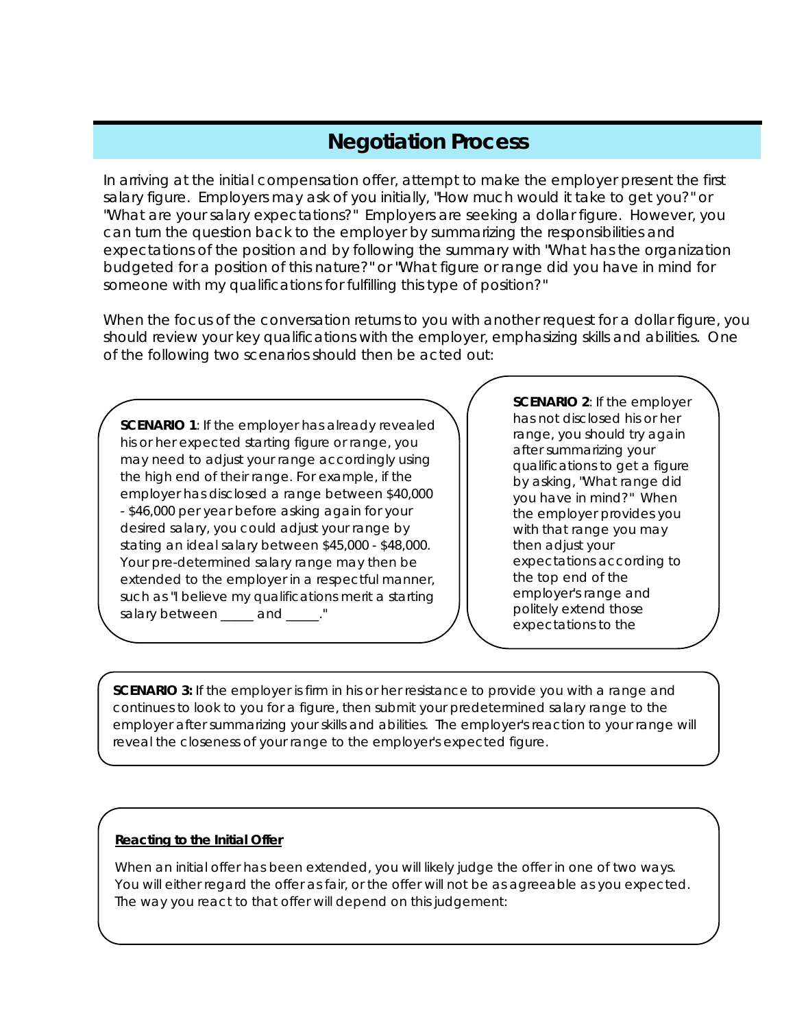## Negotiation Process

In arriving at the initial compensation offer, attempt to make the employer present the first salary figure. Employers may ask of you initially, "How much would it take to get you?" or "What are your salary expectations?" Employers are seeking a dollar figure. However, you can turn the question back to the employer by summarizing the responsibilities and expectations of the position and by following the summary with "What has the organization budgeted for a position of this nature?" or "What figure or range did you have in mind for someone with my qualifications for fulfilling this type of position?"

When the focus of the conversation returns to you with another request for a dollar figure, you should review your key qualifications with the employer, emphasizing skills and abilities. One of the following two scenarios should then be acted out:

**SCENARIO 1**: If the employer has already revealed his or her expected starting figure or range, you may need to adjust your range accordingly using the high end of their range. For example, if the employer has disclosed a range between $40,000 - $46,000 per year before asking again for your desired salary, you could adjust your range by stating an ideal salary between $45,000 - $48,000. Your pre-determined salary range may then be extended to the employer in a respectful manner, such as "I believe my qualifications merit a starting salary between _____ and _____."

**SCENARIO 2**: If the employer has not disclosed his or her range, you should try again after summarizing your qualifications to get a figure by asking, "What range did you have in mind?" When the employer provides you with that range you may then adjust your expectations according to the top end of the employer's range and politely extend those expectations to the

**SCENARIO 3:** If the employer is firm in his or her resistance to provide you with a range and continues to look to you for a figure, then submit your predetermined salary range to the employer after summarizing your skills and abilities. The employer's reaction to your range will reveal the closeness of your range to the employer's expected figure.

**Reacting to the Initial Offer**

When an initial offer has been extended, you will likely judge the offer in one of two ways. You will either regard the offer as fair, or the offer will not be as agreeable as you expected. The way you react to that offer will depend on this judgement: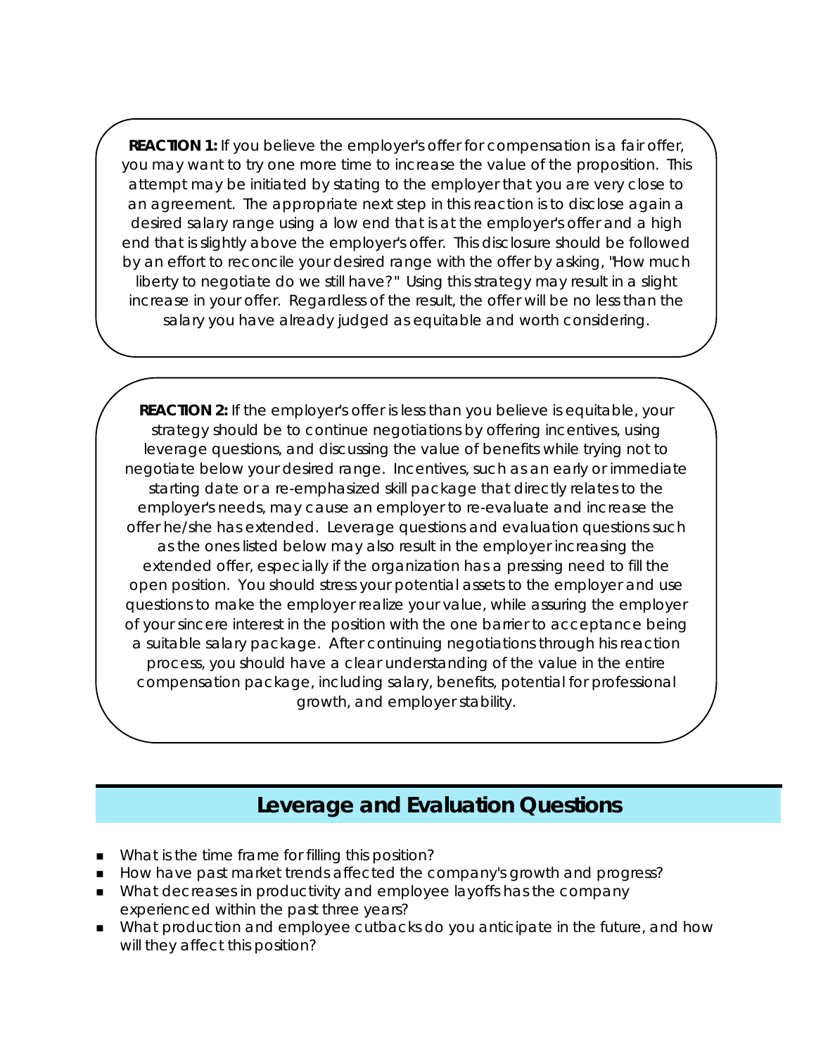**REACTION 1:** If you believe the employer's offer for compensation is a fair offer, you may want to try one more time to increase the value of the proposition. This attempt may be initiated by stating to the employer that you are very close to an agreement. The appropriate next step in this reaction is to disclose again a desired salary range using a low end that is at the employer's offer and a high end that is slightly above the employer's offer. This disclosure should be followed by an effort to reconcile your desired range with the offer by asking, "How much liberty to negotiate do we still have?" Using this strategy may result in a slight increase in your offer. Regardless of the result, the offer will be no less than the salary you have already judged as equitable and worth considering.

**REACTION 2:** If the employer's offer is less than you believe is equitable, your strategy should be to continue negotiations by offering incentives, using leverage questions, and discussing the value of benefits while trying not to negotiate below your desired range. Incentives, such as an early or immediate starting date or a re-emphasized skill package that directly relates to the employer's needs, may cause an employer to re-evaluate and increase the offer he/she has extended. Leverage questions and evaluation questions such as the ones listed below may also result in the employer increasing the extended offer, especially if the organization has a pressing need to fill the open position. You should stress your potential assets to the employer and use questions to make the employer realize your value, while assuring the employer of your sincere interest in the position with the one barrier to acceptance being a suitable salary package. After continuing negotiations through his reaction process, you should have a clear understanding of the value in the entire compensation package, including salary, benefits, potential for professional growth, and employer stability.

## Leverage and Evaluation Questions

- What is the time frame for filling this position?
- How have past market trends affected the company's growth and progress?
- What decreases in productivity and employee layoffs has the company experienced within the past three years?
- What production and employee cutbacks do you anticipate in the future, and how will they affect this position?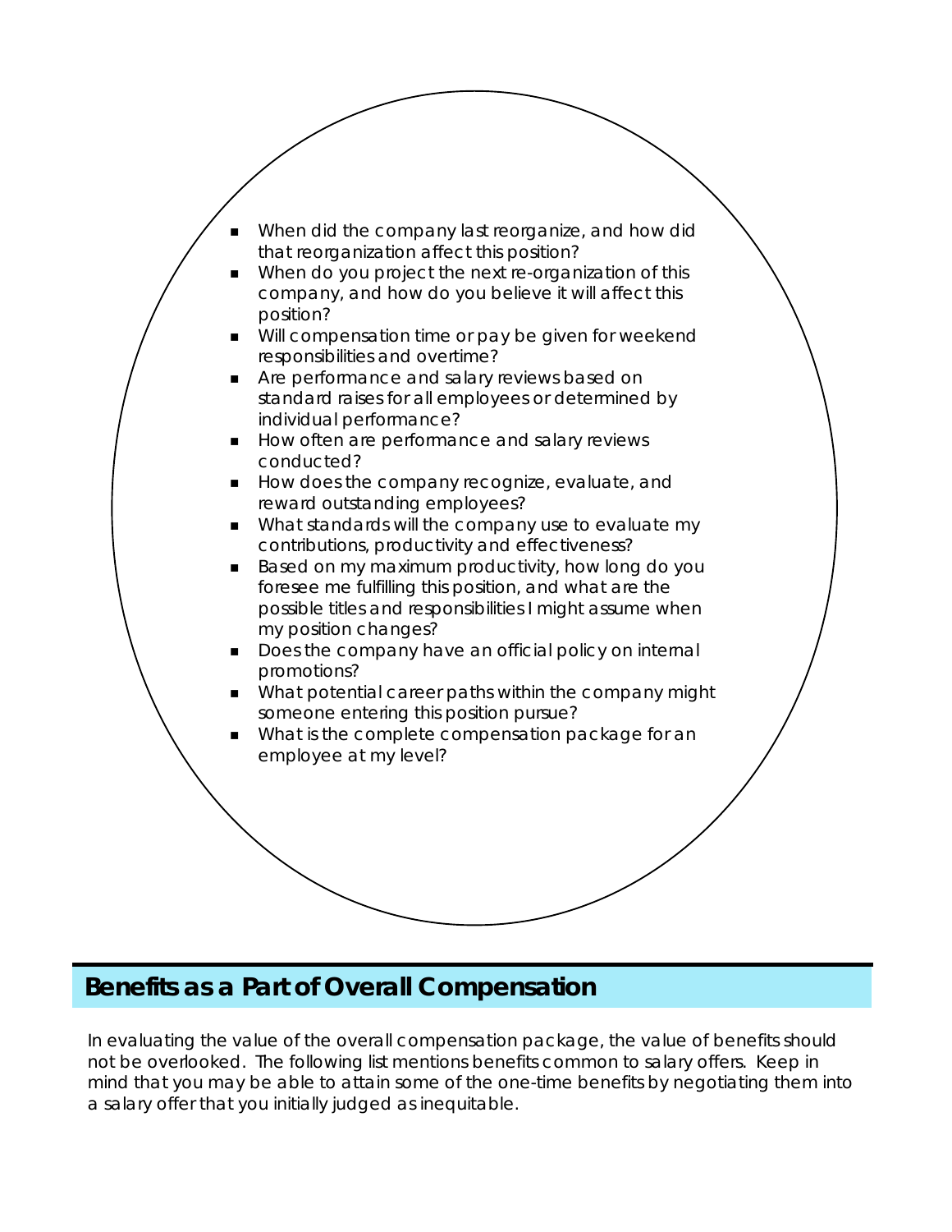- When did the company last reorganize, and how did that reorganization affect this position?
- When do you project the next re-organization of this company, and how do you believe it will affect this position?
- Will compensation time or pay be given for weekend responsibilities and overtime?
- Are performance and salary reviews based on standard raises for all employees or determined by individual performance?
- How often are performance and salary reviews conducted?
- How does the company recognize, evaluate, and reward outstanding employees?
- What standards will the company use to evaluate my contributions, productivity and effectiveness?
- Based on my maximum productivity, how long do you foresee me fulfilling this position, and what are the possible titles and responsibilities I might assume when my position changes?
- Does the company have an official policy on internal promotions?
- What potential career paths within the company might someone entering this position pursue?
- What is the complete compensation package for an employee at my level?

## Benefits as a Part of Overall Compensation

In evaluating the value of the overall compensation package, the value of benefits should not be overlooked. The following list mentions benefits common to salary offers. Keep in mind that you may be able to attain some of the one-time benefits by negotiating them into a salary offer that you initially judged as inequitable.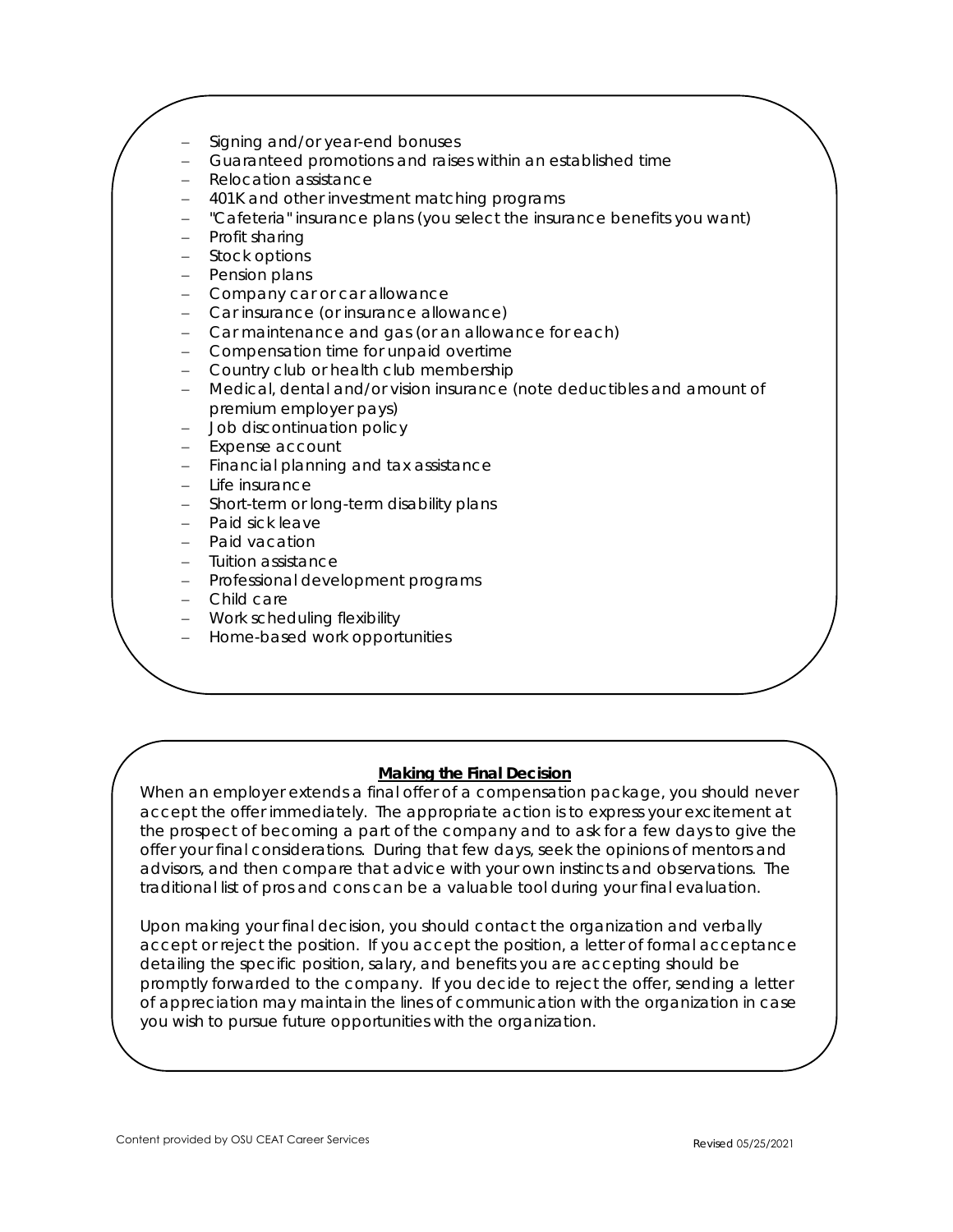- Signing and/or year-end bonuses
- Guaranteed promotions and raises within an established time
- Relocation assistance
- 401K and other investment matching programs
- "Cafeteria" insurance plans (you select the insurance benefits you want)
- Profit sharing
- Stock options
- Pension plans
- Company car or car allowance
- Car insurance (or insurance allowance)
- Car maintenance and gas (or an allowance for each)
- Compensation time for unpaid overtime
- Country club or health club membership
- Medical, dental and/or vision insurance (note deductibles and amount of premium employer pays)
- Job discontinuation policy
- Expense account
- Financial planning and tax assistance
- Life insurance
- Short-term or long-term disability plans
- Paid sick leave
- Paid vacation
- Tuition assistance
- Professional development programs
- Child care
- Work scheduling flexibility
- Home-based work opportunities

## **Making the Final Decision**

When an employer extends a final offer of a compensation package, you should never accept the offer immediately. The appropriate action is to express your excitement at the prospect of becoming a part of the company and to ask for a few days to give the offer your final considerations. During that few days, seek the opinions of mentors and advisors, and then compare that advice with your own instincts and observations. The traditional list of pros and cons can be a valuable tool during your final evaluation.

Upon making your final decision, you should contact the organization and verbally accept or reject the position. If you accept the position, a letter of formal acceptance detailing the specific position, salary, and benefits you are accepting should be promptly forwarded to the company. If you decide to reject the offer, sending a letter of appreciation may maintain the lines of communication with the organization in case you wish to pursue future opportunities with the organization.

Content provided by OSU CEAT Career Services

Revised 05/25/2021